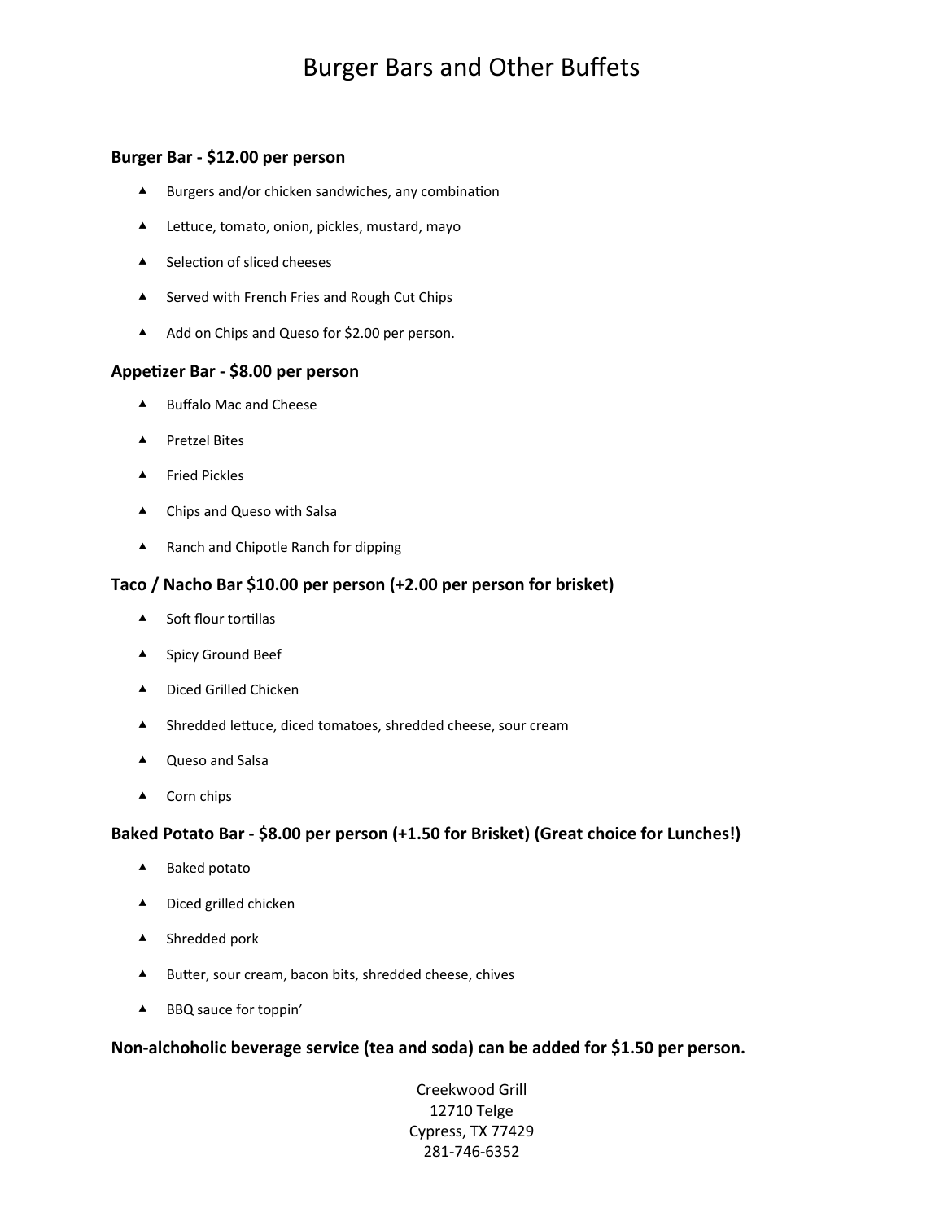# Burger Bars and Other Buffets

**Burger Bar - $12.00 per person**

- Burgers and/or chicken sandwiches, any combination
- Lettuce, tomato, onion, pickles, mustard, mayo
- Selection of sliced cheeses
- Served with French Fries and Rough Cut Chips
- Add on Chips and Queso for $2.00 per person.

**Appetizer Bar - $8.00 per person**

- Buffalo Mac and Cheese
- Pretzel Bites
- Fried Pickles
- Chips and Queso with Salsa
- Ranch and Chipotle Ranch for dipping

**Taco / Nacho Bar $10.00 per person (+2.00 per person for brisket)**

- Soft flour tortillas
- Spicy Ground Beef
- Diced Grilled Chicken
- Shredded lettuce, diced tomatoes, shredded cheese, sour cream
- Queso and Salsa
- Corn chips

**Baked Potato Bar - $8.00 per person (+1.50 for Brisket) (Great choice for Lunches!)**

- Baked potato
- Diced grilled chicken
- Shredded pork
- Butter, sour cream, bacon bits, shredded cheese, chives
- BBQ sauce for toppin'

**Non-alchoholic beverage service (tea and soda) can be added for $1.50 per person.**

Creekwood Grill
12710 Telge
Cypress, TX 77429
281-746-6352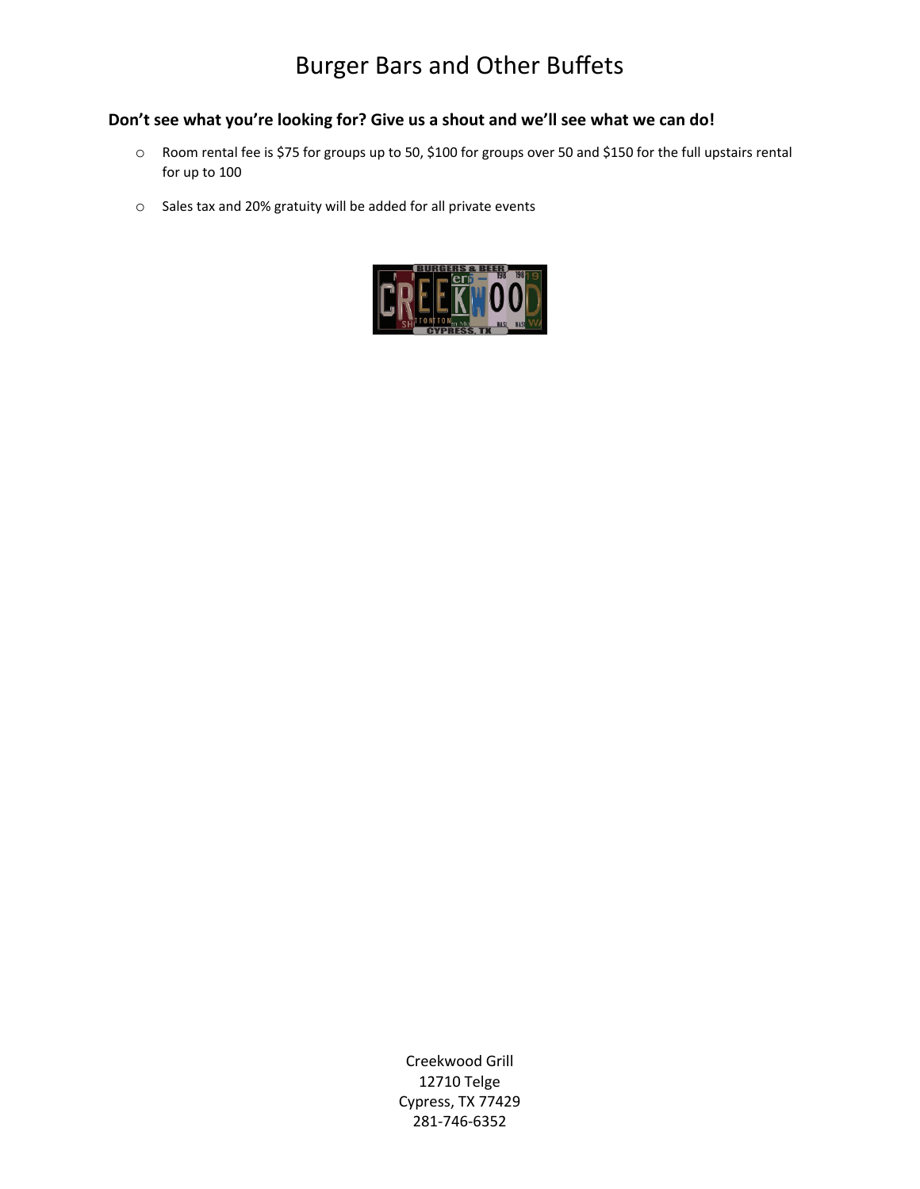# Burger Bars and Other Buffets

**Don't see what you're looking for? Give us a shout and we'll see what we can do!**

- Room rental fee is $75 for groups up to 50, $100 for groups over 50 and $150 for the full upstairs rental for up to 100
- Sales tax and 20% gratuity will be added for all private events

Creekwood Grill
12710 Telge
Cypress, TX 77429
281-746-6352